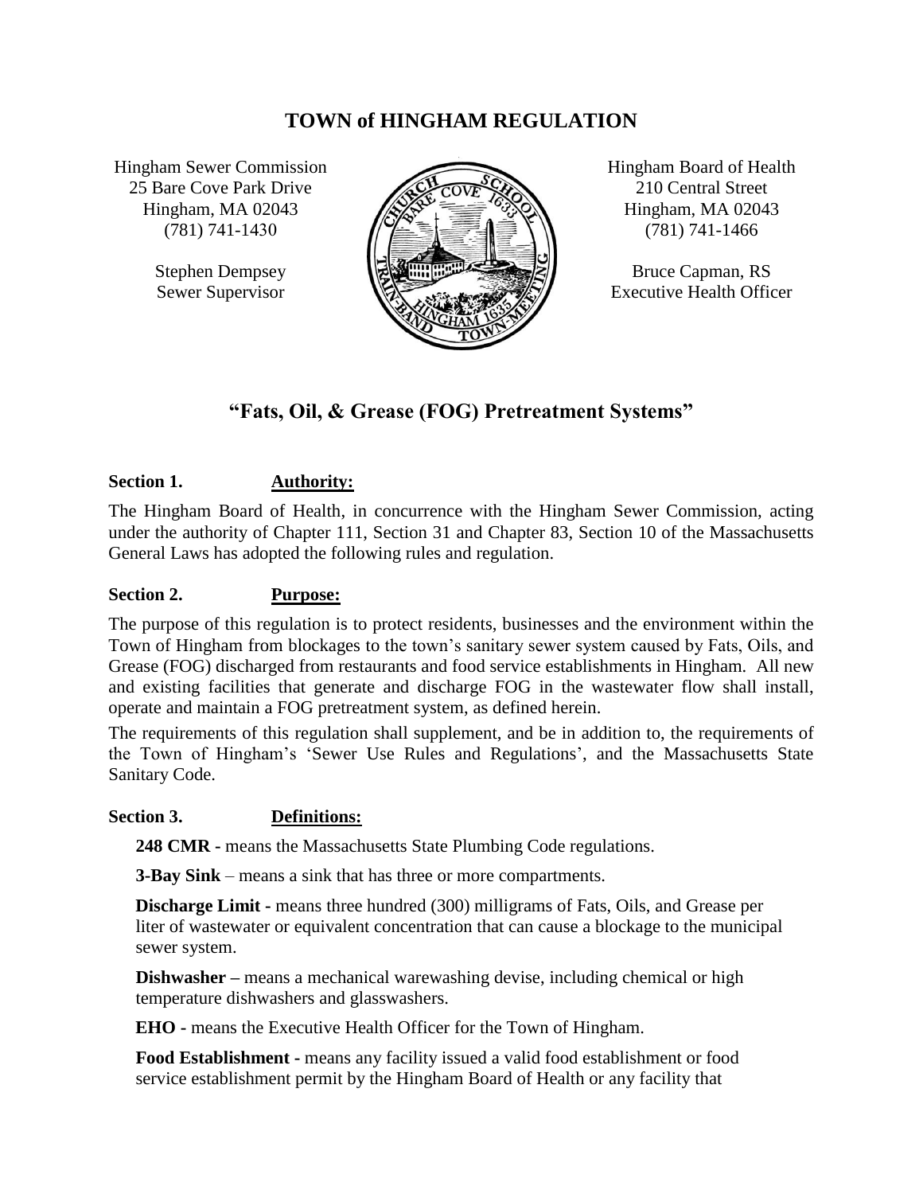# TOWN of HINGHAM REGULATION

Hingham Sewer Commission
25 Bare Cove Park Drive
Hingham, MA 02043
(781) 741-1430

Stephen Dempsey
Sewer Supervisor

Hingham Board of Health
210 Central Street
Hingham, MA 02043
(781) 741-1466

Bruce Capman, RS
Executive Health Officer

## "Fats, Oil, & Grease (FOG) Pretreatment Systems"

### Section 1. Authority:

The Hingham Board of Health, in concurrence with the Hingham Sewer Commission, acting under the authority of Chapter 111, Section 31 and Chapter 83, Section 10 of the Massachusetts General Laws has adopted the following rules and regulation.

### Section 2. Purpose:

The purpose of this regulation is to protect residents, businesses and the environment within the Town of Hingham from blockages to the town's sanitary sewer system caused by Fats, Oils, and Grease (FOG) discharged from restaurants and food service establishments in Hingham. All new and existing facilities that generate and discharge FOG in the wastewater flow shall install, operate and maintain a FOG pretreatment system, as defined herein.

The requirements of this regulation shall supplement, and be in addition to, the requirements of the Town of Hingham's 'Sewer Use Rules and Regulations', and the Massachusetts State Sanitary Code.

### Section 3. Definitions:

**248 CMR -** means the Massachusetts State Plumbing Code regulations.

**3-Bay Sink** – means a sink that has three or more compartments.

**Discharge Limit -** means three hundred (300) milligrams of Fats, Oils, and Grease per liter of wastewater or equivalent concentration that can cause a blockage to the municipal sewer system.

**Dishwasher –** means a mechanical warewashing devise, including chemical or high temperature dishwashers and glasswashers.

**EHO -** means the Executive Health Officer for the Town of Hingham.

**Food Establishment -** means any facility issued a valid food establishment or food service establishment permit by the Hingham Board of Health or any facility that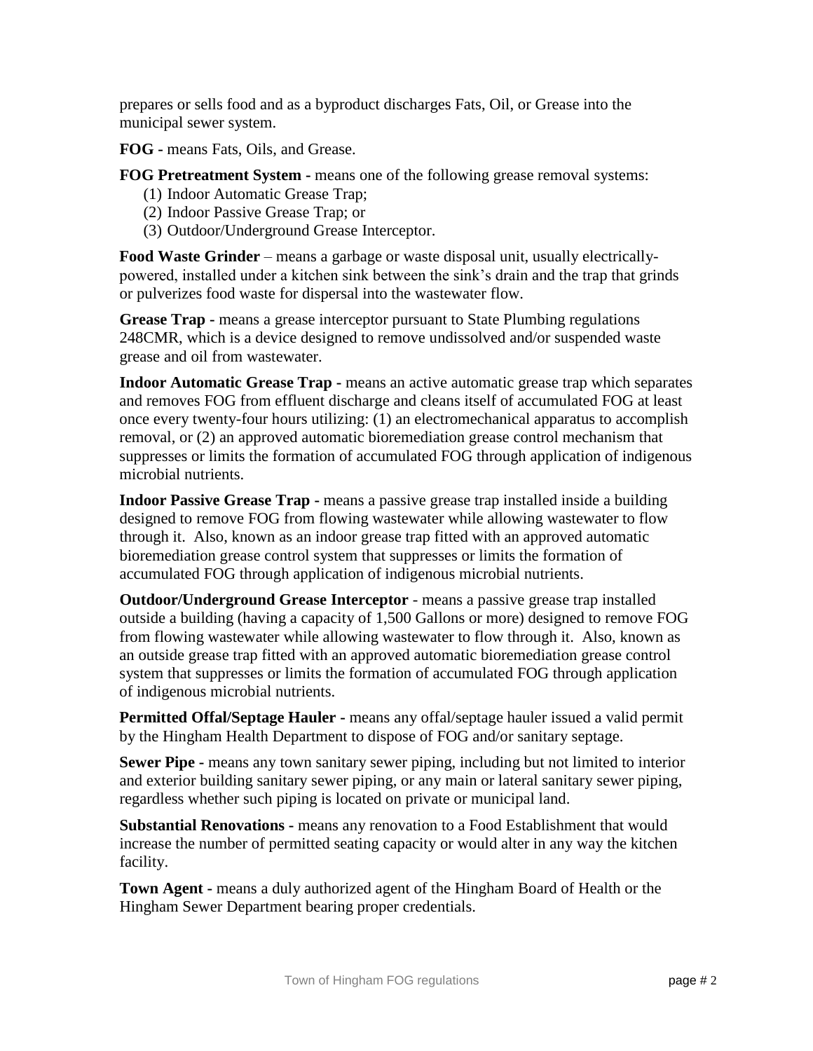prepares or sells food and as a byproduct discharges Fats, Oil, or Grease into the municipal sewer system.

**FOG -** means Fats, Oils, and Grease.

**FOG Pretreatment System -** means one of the following grease removal systems:

(1) Indoor Automatic Grease Trap;
(2) Indoor Passive Grease Trap; or
(3) Outdoor/Underground Grease Interceptor.

**Food Waste Grinder** – means a garbage or waste disposal unit, usually electrically-powered, installed under a kitchen sink between the sink's drain and the trap that grinds or pulverizes food waste for dispersal into the wastewater flow.

**Grease Trap -** means a grease interceptor pursuant to State Plumbing regulations 248CMR, which is a device designed to remove undissolved and/or suspended waste grease and oil from wastewater.

**Indoor Automatic Grease Trap -** means an active automatic grease trap which separates and removes FOG from effluent discharge and cleans itself of accumulated FOG at least once every twenty-four hours utilizing: (1) an electromechanical apparatus to accomplish removal, or (2) an approved automatic bioremediation grease control mechanism that suppresses or limits the formation of accumulated FOG through application of indigenous microbial nutrients.

**Indoor Passive Grease Trap -** means a passive grease trap installed inside a building designed to remove FOG from flowing wastewater while allowing wastewater to flow through it. Also, known as an indoor grease trap fitted with an approved automatic bioremediation grease control system that suppresses or limits the formation of accumulated FOG through application of indigenous microbial nutrients.

**Outdoor/Underground Grease Interceptor** - means a passive grease trap installed outside a building (having a capacity of 1,500 Gallons or more) designed to remove FOG from flowing wastewater while allowing wastewater to flow through it. Also, known as an outside grease trap fitted with an approved automatic bioremediation grease control system that suppresses or limits the formation of accumulated FOG through application of indigenous microbial nutrients.

**Permitted Offal/Septage Hauler -** means any offal/septage hauler issued a valid permit by the Hingham Health Department to dispose of FOG and/or sanitary septage.

**Sewer Pipe -** means any town sanitary sewer piping, including but not limited to interior and exterior building sanitary sewer piping, or any main or lateral sanitary sewer piping, regardless whether such piping is located on private or municipal land.

**Substantial Renovations -** means any renovation to a Food Establishment that would increase the number of permitted seating capacity or would alter in any way the kitchen facility.

**Town Agent -** means a duly authorized agent of the Hingham Board of Health or the Hingham Sewer Department bearing proper credentials.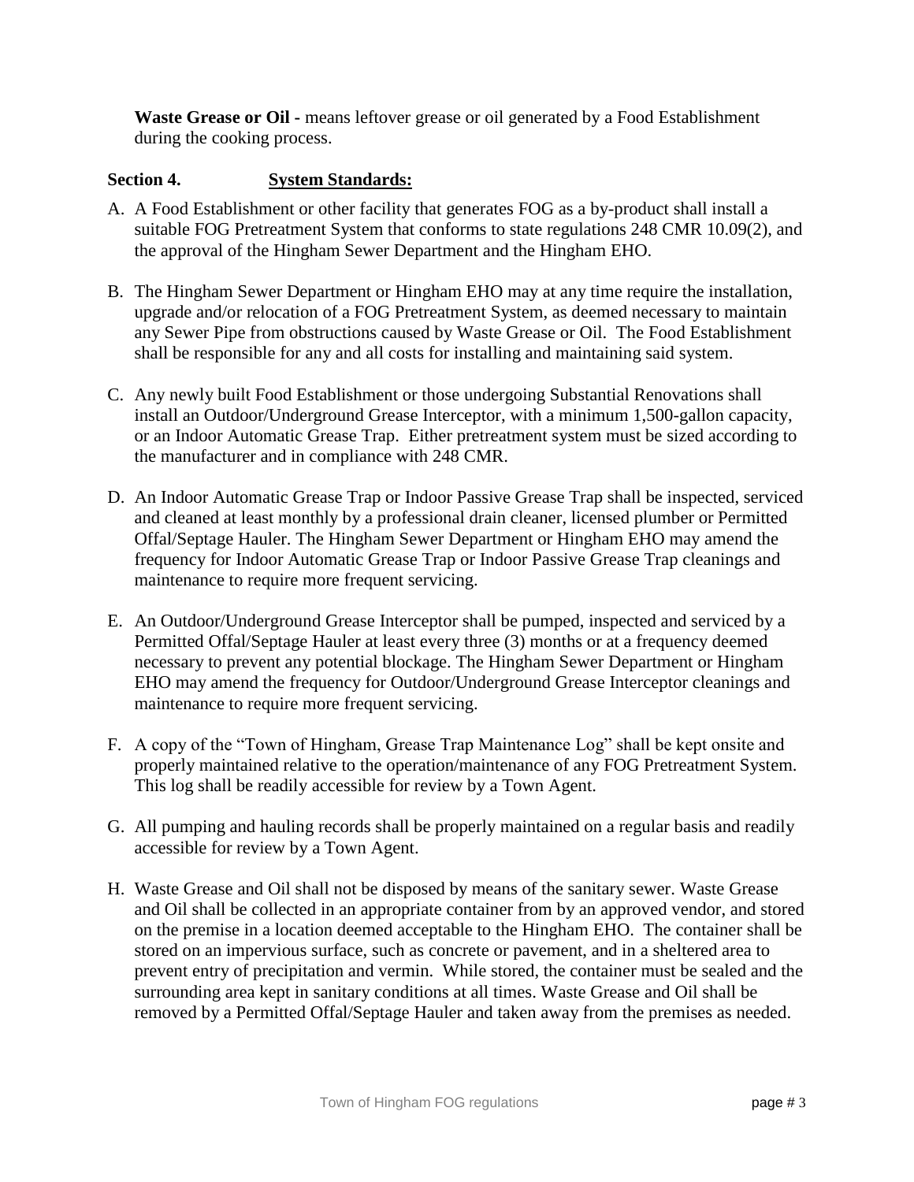**Waste Grease or Oil -** means leftover grease or oil generated by a Food Establishment during the cooking process.

**Section 4.** **System Standards:**

A. A Food Establishment or other facility that generates FOG as a by-product shall install a suitable FOG Pretreatment System that conforms to state regulations 248 CMR 10.09(2), and the approval of the Hingham Sewer Department and the Hingham EHO.

B. The Hingham Sewer Department or Hingham EHO may at any time require the installation, upgrade and/or relocation of a FOG Pretreatment System, as deemed necessary to maintain any Sewer Pipe from obstructions caused by Waste Grease or Oil. The Food Establishment shall be responsible for any and all costs for installing and maintaining said system.

C. Any newly built Food Establishment or those undergoing Substantial Renovations shall install an Outdoor/Underground Grease Interceptor, with a minimum 1,500-gallon capacity, or an Indoor Automatic Grease Trap. Either pretreatment system must be sized according to the manufacturer and in compliance with 248 CMR.

D. An Indoor Automatic Grease Trap or Indoor Passive Grease Trap shall be inspected, serviced and cleaned at least monthly by a professional drain cleaner, licensed plumber or Permitted Offal/Septage Hauler. The Hingham Sewer Department or Hingham EHO may amend the frequency for Indoor Automatic Grease Trap or Indoor Passive Grease Trap cleanings and maintenance to require more frequent servicing.

E. An Outdoor/Underground Grease Interceptor shall be pumped, inspected and serviced by a Permitted Offal/Septage Hauler at least every three (3) months or at a frequency deemed necessary to prevent any potential blockage. The Hingham Sewer Department or Hingham EHO may amend the frequency for Outdoor/Underground Grease Interceptor cleanings and maintenance to require more frequent servicing.

F. A copy of the "Town of Hingham, Grease Trap Maintenance Log" shall be kept onsite and properly maintained relative to the operation/maintenance of any FOG Pretreatment System. This log shall be readily accessible for review by a Town Agent.

G. All pumping and hauling records shall be properly maintained on a regular basis and readily accessible for review by a Town Agent.

H. Waste Grease and Oil shall not be disposed by means of the sanitary sewer. Waste Grease and Oil shall be collected in an appropriate container from by an approved vendor, and stored on the premise in a location deemed acceptable to the Hingham EHO. The container shall be stored on an impervious surface, such as concrete or pavement, and in a sheltered area to prevent entry of precipitation and vermin. While stored, the container must be sealed and the surrounding area kept in sanitary conditions at all times. Waste Grease and Oil shall be removed by a Permitted Offal/Septage Hauler and taken away from the premises as needed.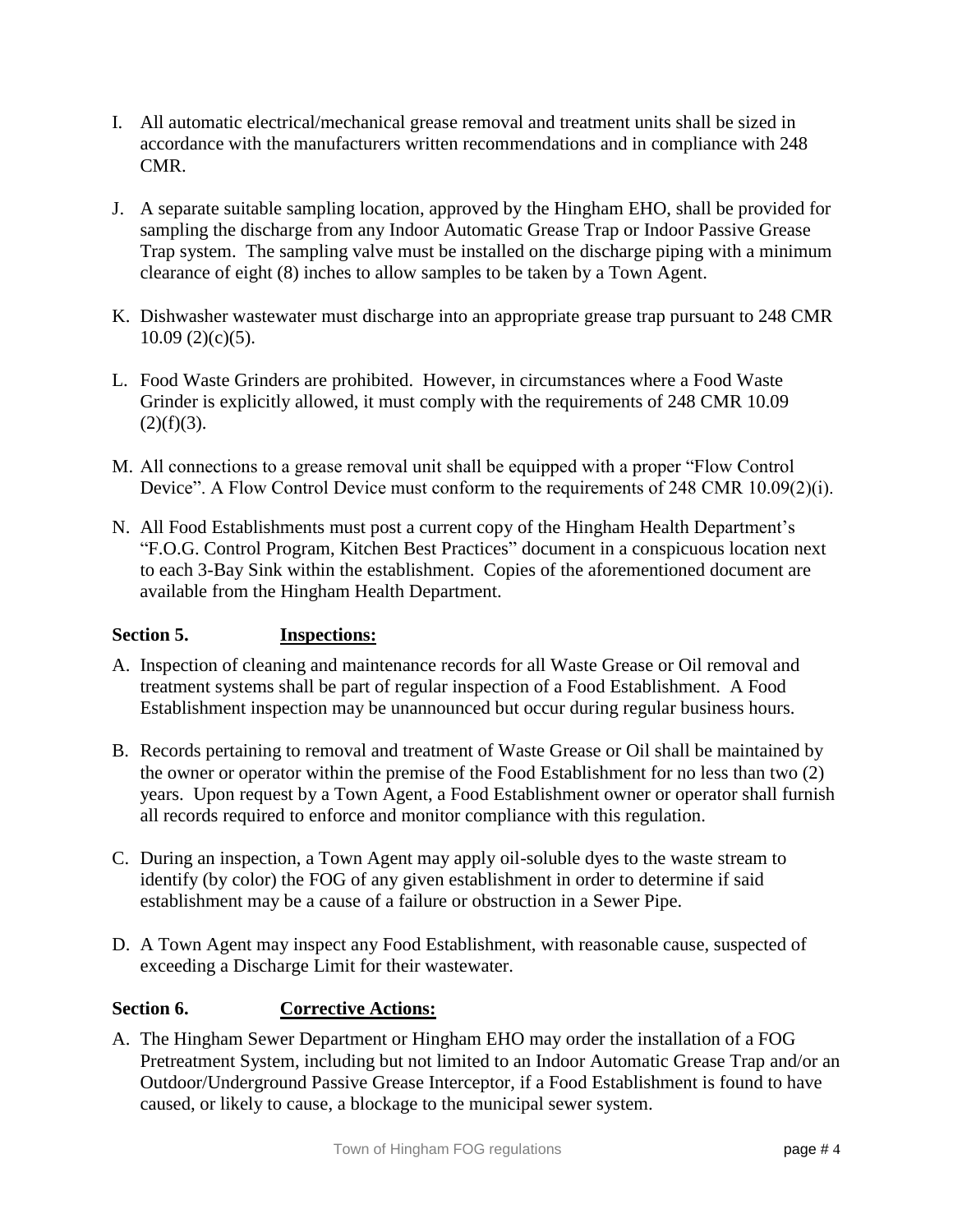I. All automatic electrical/mechanical grease removal and treatment units shall be sized in accordance with the manufacturers written recommendations and in compliance with 248 CMR.

J. A separate suitable sampling location, approved by the Hingham EHO, shall be provided for sampling the discharge from any Indoor Automatic Grease Trap or Indoor Passive Grease Trap system. The sampling valve must be installed on the discharge piping with a minimum clearance of eight (8) inches to allow samples to be taken by a Town Agent.

K. Dishwasher wastewater must discharge into an appropriate grease trap pursuant to 248 CMR 10.09 (2)(c)(5).

L. Food Waste Grinders are prohibited. However, in circumstances where a Food Waste Grinder is explicitly allowed, it must comply with the requirements of 248 CMR 10.09 (2)(f)(3).

M. All connections to a grease removal unit shall be equipped with a proper "Flow Control Device". A Flow Control Device must conform to the requirements of 248 CMR 10.09(2)(i).

N. All Food Establishments must post a current copy of the Hingham Health Department's "F.O.G. Control Program, Kitchen Best Practices" document in a conspicuous location next to each 3-Bay Sink within the establishment. Copies of the aforementioned document are available from the Hingham Health Department.

## Section 5. <u>Inspections:</u>

A. Inspection of cleaning and maintenance records for all Waste Grease or Oil removal and treatment systems shall be part of regular inspection of a Food Establishment. A Food Establishment inspection may be unannounced but occur during regular business hours.

B. Records pertaining to removal and treatment of Waste Grease or Oil shall be maintained by the owner or operator within the premise of the Food Establishment for no less than two (2) years. Upon request by a Town Agent, a Food Establishment owner or operator shall furnish all records required to enforce and monitor compliance with this regulation.

C. During an inspection, a Town Agent may apply oil-soluble dyes to the waste stream to identify (by color) the FOG of any given establishment in order to determine if said establishment may be a cause of a failure or obstruction in a Sewer Pipe.

D. A Town Agent may inspect any Food Establishment, with reasonable cause, suspected of exceeding a Discharge Limit for their wastewater.

## Section 6. <u>Corrective Actions:</u>

A. The Hingham Sewer Department or Hingham EHO may order the installation of a FOG Pretreatment System, including but not limited to an Indoor Automatic Grease Trap and/or an Outdoor/Underground Passive Grease Interceptor, if a Food Establishment is found to have caused, or likely to cause, a blockage to the municipal sewer system.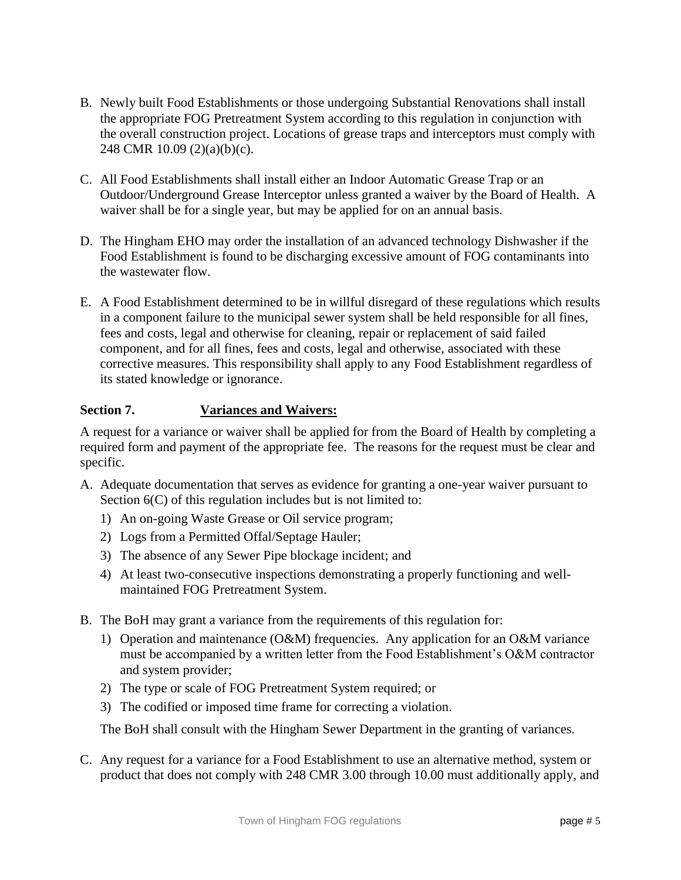B. Newly built Food Establishments or those undergoing Substantial Renovations shall install the appropriate FOG Pretreatment System according to this regulation in conjunction with the overall construction project. Locations of grease traps and interceptors must comply with 248 CMR 10.09 (2)(a)(b)(c).

C. All Food Establishments shall install either an Indoor Automatic Grease Trap or an Outdoor/Underground Grease Interceptor unless granted a waiver by the Board of Health. A waiver shall be for a single year, but may be applied for on an annual basis.

D. The Hingham EHO may order the installation of an advanced technology Dishwasher if the Food Establishment is found to be discharging excessive amount of FOG contaminants into the wastewater flow.

E. A Food Establishment determined to be in willful disregard of these regulations which results in a component failure to the municipal sewer system shall be held responsible for all fines, fees and costs, legal and otherwise for cleaning, repair or replacement of said failed component, and for all fines, fees and costs, legal and otherwise, associated with these corrective measures. This responsibility shall apply to any Food Establishment regardless of its stated knowledge or ignorance.

### Section 7. <u>Variances and Waivers:</u>

A request for a variance or waiver shall be applied for from the Board of Health by completing a required form and payment of the appropriate fee. The reasons for the request must be clear and specific.

A. Adequate documentation that serves as evidence for granting a one-year waiver pursuant to Section 6(C) of this regulation includes but is not limited to:
   1) An on-going Waste Grease or Oil service program;
   2) Logs from a Permitted Offal/Septage Hauler;
   3) The absence of any Sewer Pipe blockage incident; and
   4) At least two-consecutive inspections demonstrating a properly functioning and well-maintained FOG Pretreatment System.

B. The BoH may grant a variance from the requirements of this regulation for:
   1) Operation and maintenance (O&M) frequencies. Any application for an O&M variance must be accompanied by a written letter from the Food Establishment's O&M contractor and system provider;
   2) The type or scale of FOG Pretreatment System required; or
   3) The codified or imposed time frame for correcting a violation.

   The BoH shall consult with the Hingham Sewer Department in the granting of variances.

C. Any request for a variance for a Food Establishment to use an alternative method, system or product that does not comply with 248 CMR 3.00 through 10.00 must additionally apply, and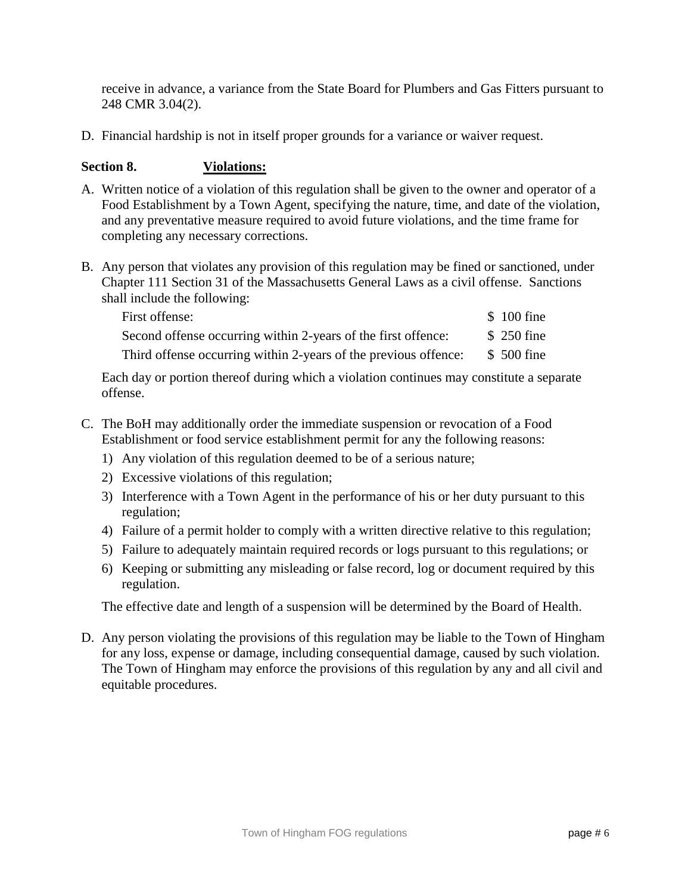receive in advance, a variance from the State Board for Plumbers and Gas Fitters pursuant to 248 CMR 3.04(2).

D. Financial hardship is not in itself proper grounds for a variance or waiver request.

## Section 8. <u>Violations:</u>

A. Written notice of a violation of this regulation shall be given to the owner and operator of a Food Establishment by a Town Agent, specifying the nature, time, and date of the violation, and any preventative measure required to avoid future violations, and the time frame for completing any necessary corrections.

B. Any person that violates any provision of this regulation may be fined or sanctioned, under Chapter 111 Section 31 of the Massachusetts General Laws as a civil offense. Sanctions shall include the following:

| | |
|---|---|
| First offense: | $ 100 fine |
| Second offense occurring within 2-years of the first offence: | $ 250 fine |
| Third offense occurring within 2-years of the previous offence: | $ 500 fine |

Each day or portion thereof during which a violation continues may constitute a separate offense.

C. The BoH may additionally order the immediate suspension or revocation of a Food Establishment or food service establishment permit for any the following reasons:

1) Any violation of this regulation deemed to be of a serious nature;
2) Excessive violations of this regulation;
3) Interference with a Town Agent in the performance of his or her duty pursuant to this regulation;
4) Failure of a permit holder to comply with a written directive relative to this regulation;
5) Failure to adequately maintain required records or logs pursuant to this regulations; or
6) Keeping or submitting any misleading or false record, log or document required by this regulation.

The effective date and length of a suspension will be determined by the Board of Health.

D. Any person violating the provisions of this regulation may be liable to the Town of Hingham for any loss, expense or damage, including consequential damage, caused by such violation. The Town of Hingham may enforce the provisions of this regulation by any and all civil and equitable procedures.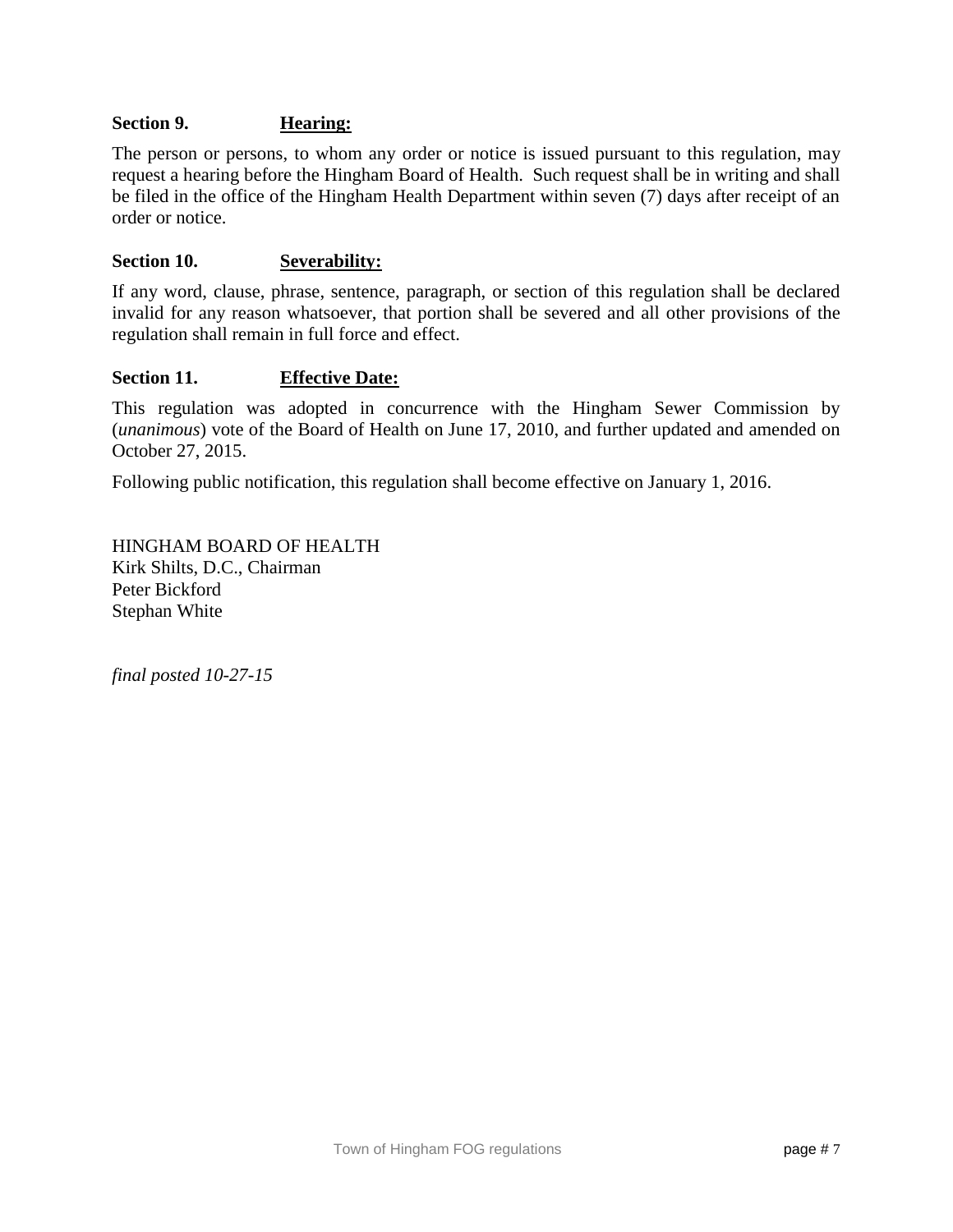**Section 9. Hearing:**

The person or persons, to whom any order or notice is issued pursuant to this regulation, may request a hearing before the Hingham Board of Health. Such request shall be in writing and shall be filed in the office of the Hingham Health Department within seven (7) days after receipt of an order or notice.

**Section 10. Severability:**

If any word, clause, phrase, sentence, paragraph, or section of this regulation shall be declared invalid for any reason whatsoever, that portion shall be severed and all other provisions of the regulation shall remain in full force and effect.

**Section 11. Effective Date:**

This regulation was adopted in concurrence with the Hingham Sewer Commission by (*unanimous*) vote of the Board of Health on June 17, 2010, and further updated and amended on October 27, 2015.

Following public notification, this regulation shall become effective on January 1, 2016.

HINGHAM BOARD OF HEALTH
Kirk Shilts, D.C., Chairman
Peter Bickford
Stephan White

*final posted 10-27-15*